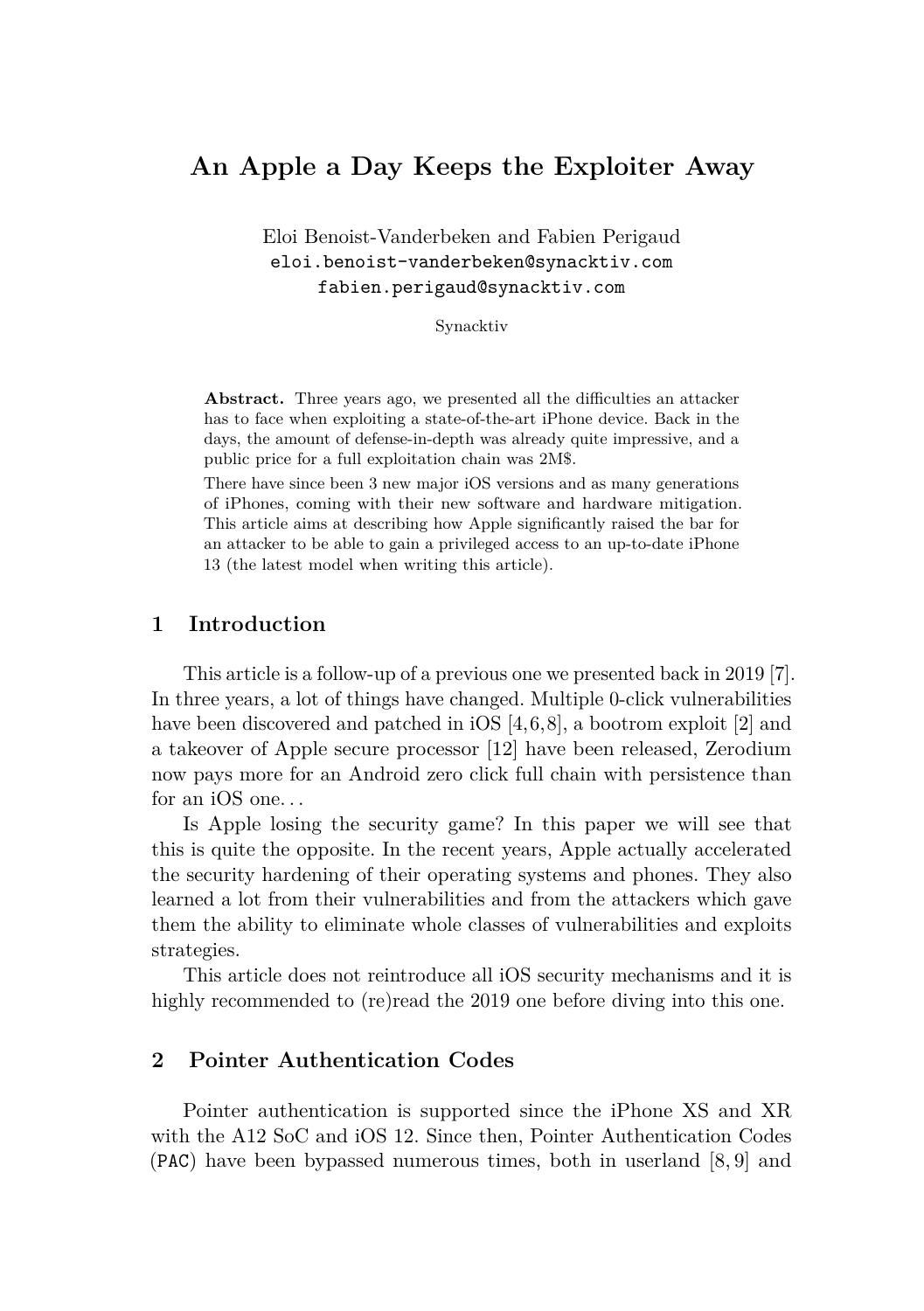# An Apple a Day Keeps the Exploiter Away

Eloi Benoist-Vanderbeken and Fabien Perigaud
`eloi.benoist-vanderbeken@synacktiv.com`
`fabien.perigaud@synacktiv.com`

Synacktiv

**Abstract.** Three years ago, we presented all the difficulties an attacker has to face when exploiting a state-of-the-art iPhone device. Back in the days, the amount of defense-in-depth was already quite impressive, and a public price for a full exploitation chain was 2M$.

There have since been 3 new major iOS versions and as many generations of iPhones, coming with their new software and hardware mitigation. This article aims at describing how Apple significantly raised the bar for an attacker to be able to gain a privileged access to an up-to-date iPhone 13 (the latest model when writing this article).

## 1 Introduction

This article is a follow-up of a previous one we presented back in 2019 [7]. In three years, a lot of things have changed. Multiple 0-click vulnerabilities have been discovered and patched in iOS [4,6,8], a bootrom exploit [2] and a takeover of Apple secure processor [12] have been released, Zerodium now pays more for an Android zero click full chain with persistence than for an iOS one. . .

Is Apple losing the security game? In this paper we will see that this is quite the opposite. In the recent years, Apple actually accelerated the security hardening of their operating systems and phones. They also learned a lot from their vulnerabilities and from the attackers which gave them the ability to eliminate whole classes of vulnerabilities and exploits strategies.

This article does not reintroduce all iOS security mechanisms and it is highly recommended to (re)read the 2019 one before diving into this one.

## 2 Pointer Authentication Codes

Pointer authentication is supported since the iPhone XS and XR with the A12 SoC and iOS 12. Since then, Pointer Authentication Codes (`PAC`) have been bypassed numerous times, both in userland [8, 9] and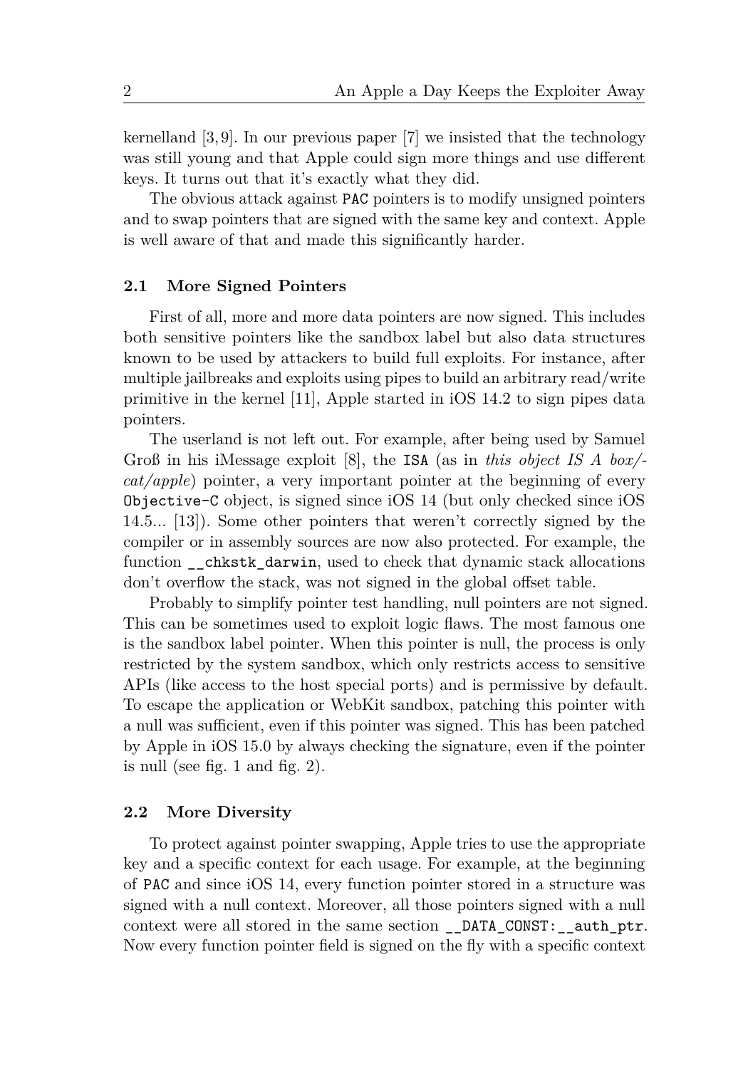kernelland [3,9]. In our previous paper [7] we insisted that the technology was still young and that Apple could sign more things and use different keys. It turns out that it's exactly what they did.

The obvious attack against `PAC` pointers is to modify unsigned pointers and to swap pointers that are signed with the same key and context. Apple is well aware of that and made this significantly harder.

### 2.1 More Signed Pointers

First of all, more and more data pointers are now signed. This includes both sensitive pointers like the sandbox label but also data structures known to be used by attackers to build full exploits. For instance, after multiple jailbreaks and exploits using pipes to build an arbitrary read/write primitive in the kernel [11], Apple started in iOS 14.2 to sign pipes data pointers.

The userland is not left out. For example, after being used by Samuel Groß in his iMessage exploit [8], the `ISA` (as in *this object IS A box/cat/apple*) pointer, a very important pointer at the beginning of every `Objective-C` object, is signed since iOS 14 (but only checked since iOS 14.5... [13]). Some other pointers that weren't correctly signed by the compiler or in assembly sources are now also protected. For example, the function `__chkstk_darwin`, used to check that dynamic stack allocations don't overflow the stack, was not signed in the global offset table.

Probably to simplify pointer test handling, null pointers are not signed. This can be sometimes used to exploit logic flaws. The most famous one is the sandbox label pointer. When this pointer is null, the process is only restricted by the system sandbox, which only restricts access to sensitive APIs (like access to the host special ports) and is permissive by default. To escape the application or WebKit sandbox, patching this pointer with a null was sufficient, even if this pointer was signed. This has been patched by Apple in iOS 15.0 by always checking the signature, even if the pointer is null (see fig. 1 and fig. 2).

### 2.2 More Diversity

To protect against pointer swapping, Apple tries to use the appropriate key and a specific context for each usage. For example, at the beginning of `PAC` and since iOS 14, every function pointer stored in a structure was signed with a null context. Moreover, all those pointers signed with a null context were all stored in the same section `__DATA_CONST:__auth_ptr`. Now every function pointer field is signed on the fly with a specific context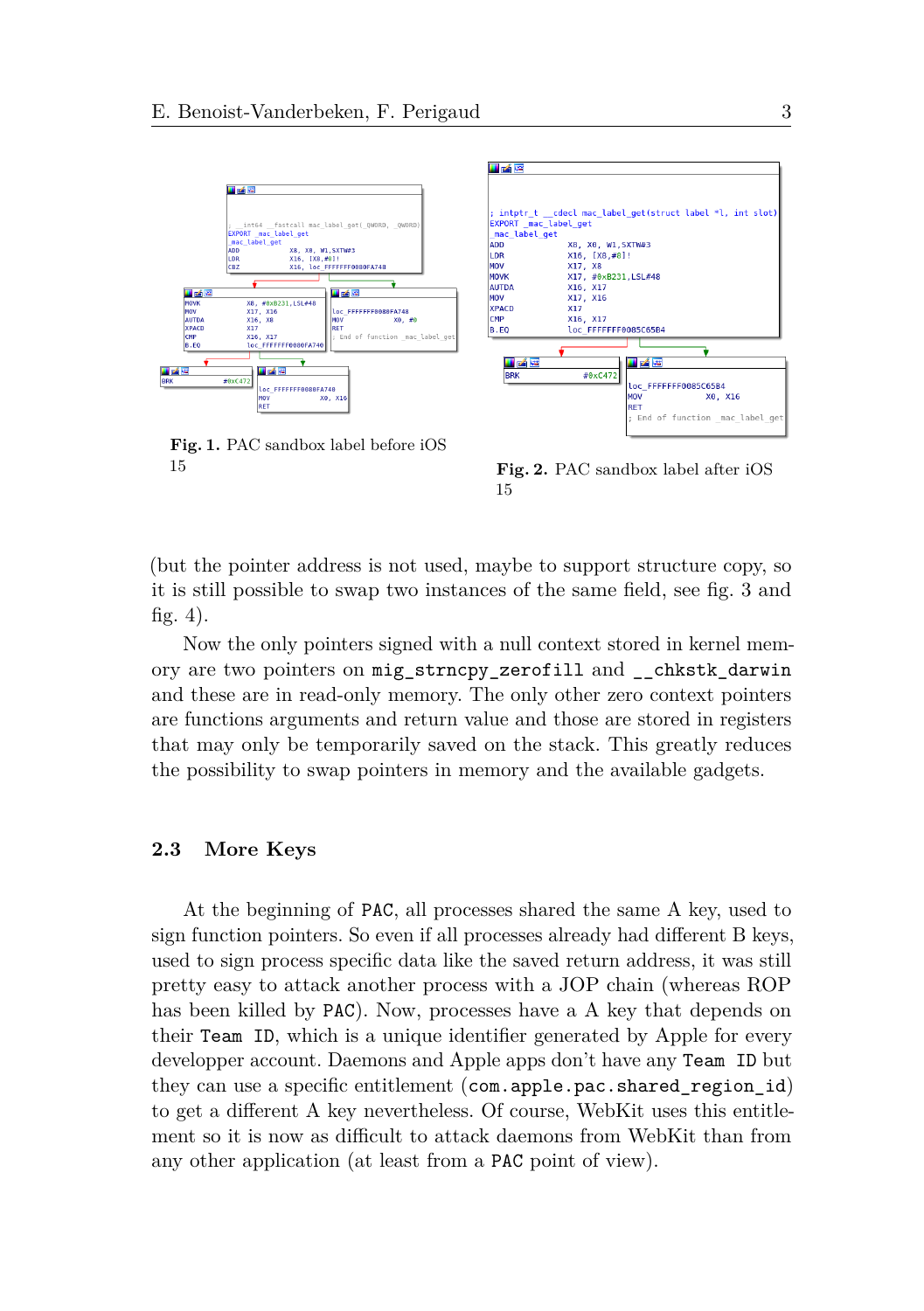Fig. 1. PAC sandbox label before iOS 15

Fig. 2. PAC sandbox label after iOS 15

(but the pointer address is not used, maybe to support structure copy, so it is still possible to swap two instances of the same field, see fig. 3 and fig. 4).

Now the only pointers signed with a null context stored in kernel memory are two pointers on `mig_strncpy_zerofill` and `__chkstk_darwin` and these are in read-only memory. The only other zero context pointers are functions arguments and return value and those are stored in registers that may only be temporarily saved on the stack. This greatly reduces the possibility to swap pointers in memory and the available gadgets.

### 2.3 More Keys

At the beginning of `PAC`, all processes shared the same A key, used to sign function pointers. So even if all processes already had different B keys, used to sign process specific data like the saved return address, it was still pretty easy to attack another process with a JOP chain (whereas ROP has been killed by `PAC`). Now, processes have a A key that depends on their `Team ID`, which is a unique identifier generated by Apple for every developper account. Daemons and Apple apps don't have any `Team ID` but they can use a specific entitlement (`com.apple.pac.shared_region_id`) to get a different A key nevertheless. Of course, WebKit uses this entitlement so it is now as difficult to attack daemons from WebKit than from any other application (at least from a `PAC` point of view).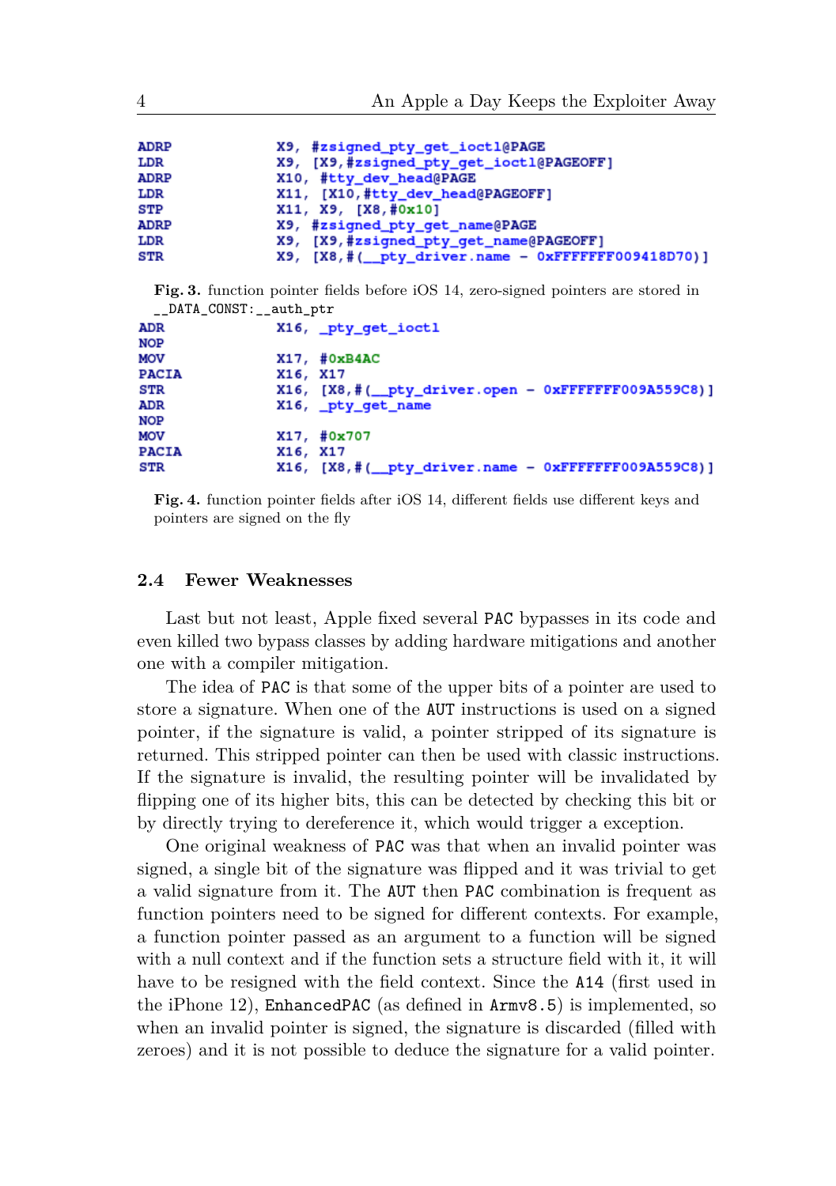```
ADRP        X9, #zsigned_pty_get_ioctl@PAGE
LDR         X9, [X9,#zsigned_pty_get_ioctl@PAGEOFF]
ADRP        X10, #tty_dev_head@PAGE
LDR         X11, [X10,#tty_dev_head@PAGEOFF]
STP         X11, X9, [X8,#0x10]
ADRP        X9, #zsigned_pty_get_name@PAGE
LDR         X9, [X9,#zsigned_pty_get_name@PAGEOFF]
STR         X9, [X8,#(__pty_driver.name - 0xFFFFFFF009418D70)]
```

**Fig. 3.** function pointer fields before iOS 14, zero-signed pointers are stored in `__DATA_CONST:__auth_ptr`

```
ADR         X16, _pty_get_ioctl
NOP
MOV         X17, #0xB4AC
PACIA       X16, X17
STR         X16, [X8,#(__pty_driver.open - 0xFFFFFFF009A559C8)]
ADR         X16, _pty_get_name
NOP
MOV         X17, #0x707
PACIA       X16, X17
STR         X16, [X8,#(__pty_driver.name - 0xFFFFFFF009A559C8)]
```

**Fig. 4.** function pointer fields after iOS 14, different fields use different keys and pointers are signed on the fly

### 2.4 Fewer Weaknesses

Last but not least, Apple fixed several `PAC` bypasses in its code and even killed two bypass classes by adding hardware mitigations and another one with a compiler mitigation.

The idea of `PAC` is that some of the upper bits of a pointer are used to store a signature. When one of the `AUT` instructions is used on a signed pointer, if the signature is valid, a pointer stripped of its signature is returned. This stripped pointer can then be used with classic instructions. If the signature is invalid, the resulting pointer will be invalidated by flipping one of its higher bits, this can be detected by checking this bit or by directly trying to dereference it, which would trigger a exception.

One original weakness of `PAC` was that when an invalid pointer was signed, a single bit of the signature was flipped and it was trivial to get a valid signature from it. The `AUT` then `PAC` combination is frequent as function pointers need to be signed for different contexts. For example, a function pointer passed as an argument to a function will be signed with a null context and if the function sets a structure field with it, it will have to be resigned with the field context. Since the `A14` (first used in the iPhone 12), `EnhancedPAC` (as defined in `Armv8.5`) is implemented, so when an invalid pointer is signed, the signature is discarded (filled with zeroes) and it is not possible to deduce the signature for a valid pointer.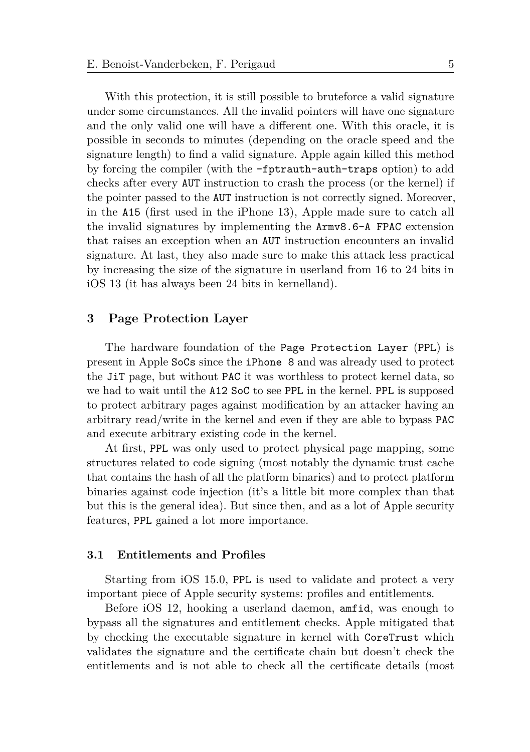With this protection, it is still possible to bruteforce a valid signature under some circumstances. All the invalid pointers will have one signature and the only valid one will have a different one. With this oracle, it is possible in seconds to minutes (depending on the oracle speed and the signature length) to find a valid signature. Apple again killed this method by forcing the compiler (with the `-fptrauth-auth-traps` option) to add checks after every `AUT` instruction to crash the process (or the kernel) if the pointer passed to the `AUT` instruction is not correctly signed. Moreover, in the `A15` (first used in the iPhone 13), Apple made sure to catch all the invalid signatures by implementing the `Armv8.6-A FPAC` extension that raises an exception when an `AUT` instruction encounters an invalid signature. At last, they also made sure to make this attack less practical by increasing the size of the signature in userland from 16 to 24 bits in iOS 13 (it has always been 24 bits in kernelland).

## 3 Page Protection Layer

The hardware foundation of the `Page Protection Layer` (`PPL`) is present in Apple `SoCs` since the `iPhone 8` and was already used to protect the `JiT` page, but without `PAC` it was worthless to protect kernel data, so we had to wait until the `A12 SoC` to see `PPL` in the kernel. `PPL` is supposed to protect arbitrary pages against modification by an attacker having an arbitrary read/write in the kernel and even if they are able to bypass `PAC` and execute arbitrary existing code in the kernel.

At first, `PPL` was only used to protect physical page mapping, some structures related to code signing (most notably the dynamic trust cache that contains the hash of all the platform binaries) and to protect platform binaries against code injection (it's a little bit more complex than that but this is the general idea). But since then, and as a lot of Apple security features, `PPL` gained a lot more importance.

### 3.1 Entitlements and Profiles

Starting from iOS 15.0, `PPL` is used to validate and protect a very important piece of Apple security systems: profiles and entitlements.

Before iOS 12, hooking a userland daemon, `amfid`, was enough to bypass all the signatures and entitlement checks. Apple mitigated that by checking the executable signature in kernel with `CoreTrust` which validates the signature and the certificate chain but doesn't check the entitlements and is not able to check all the certificate details (most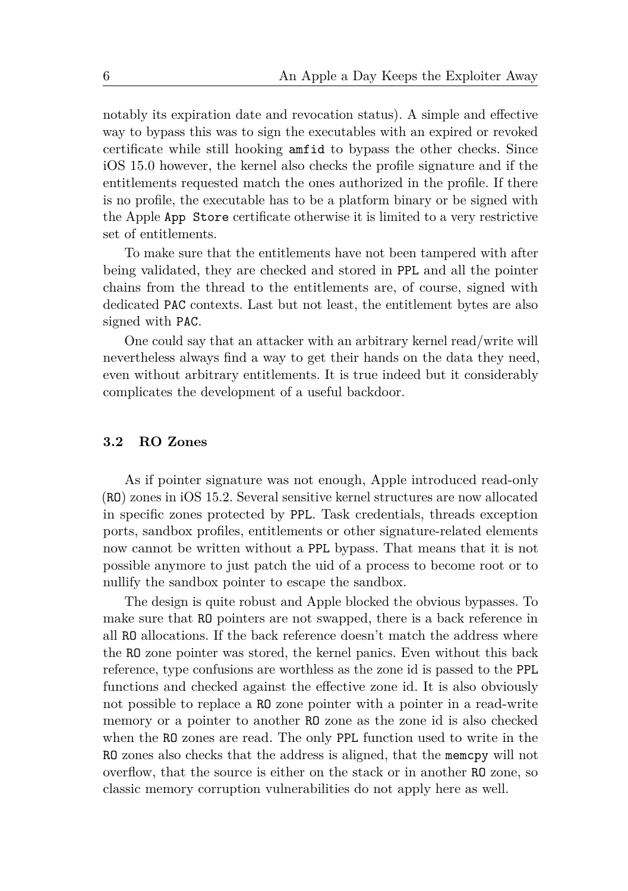notably its expiration date and revocation status). A simple and effective way to bypass this was to sign the executables with an expired or revoked certificate while still hooking `amfid` to bypass the other checks. Since iOS 15.0 however, the kernel also checks the profile signature and if the entitlements requested match the ones authorized in the profile. If there is no profile, the executable has to be a platform binary or be signed with the Apple `App Store` certificate otherwise it is limited to a very restrictive set of entitlements.

To make sure that the entitlements have not been tampered with after being validated, they are checked and stored in `PPL` and all the pointer chains from the thread to the entitlements are, of course, signed with dedicated `PAC` contexts. Last but not least, the entitlement bytes are also signed with `PAC`.

One could say that an attacker with an arbitrary kernel read/write will nevertheless always find a way to get their hands on the data they need, even without arbitrary entitlements. It is true indeed but it considerably complicates the development of a useful backdoor.

### 3.2 RO Zones

As if pointer signature was not enough, Apple introduced read-only (`RO`) zones in iOS 15.2. Several sensitive kernel structures are now allocated in specific zones protected by `PPL`. Task credentials, threads exception ports, sandbox profiles, entitlements or other signature-related elements now cannot be written without a `PPL` bypass. That means that it is not possible anymore to just patch the uid of a process to become root or to nullify the sandbox pointer to escape the sandbox.

The design is quite robust and Apple blocked the obvious bypasses. To make sure that `RO` pointers are not swapped, there is a back reference in all `RO` allocations. If the back reference doesn't match the address where the `RO` zone pointer was stored, the kernel panics. Even without this back reference, type confusions are worthless as the zone id is passed to the `PPL` functions and checked against the effective zone id. It is also obviously not possible to replace a `RO` zone pointer with a pointer in a read-write memory or a pointer to another `RO` zone as the zone id is also checked when the `RO` zones are read. The only `PPL` function used to write in the `RO` zones also checks that the address is aligned, that the `memcpy` will not overflow, that the source is either on the stack or in another `RO` zone, so classic memory corruption vulnerabilities do not apply here as well.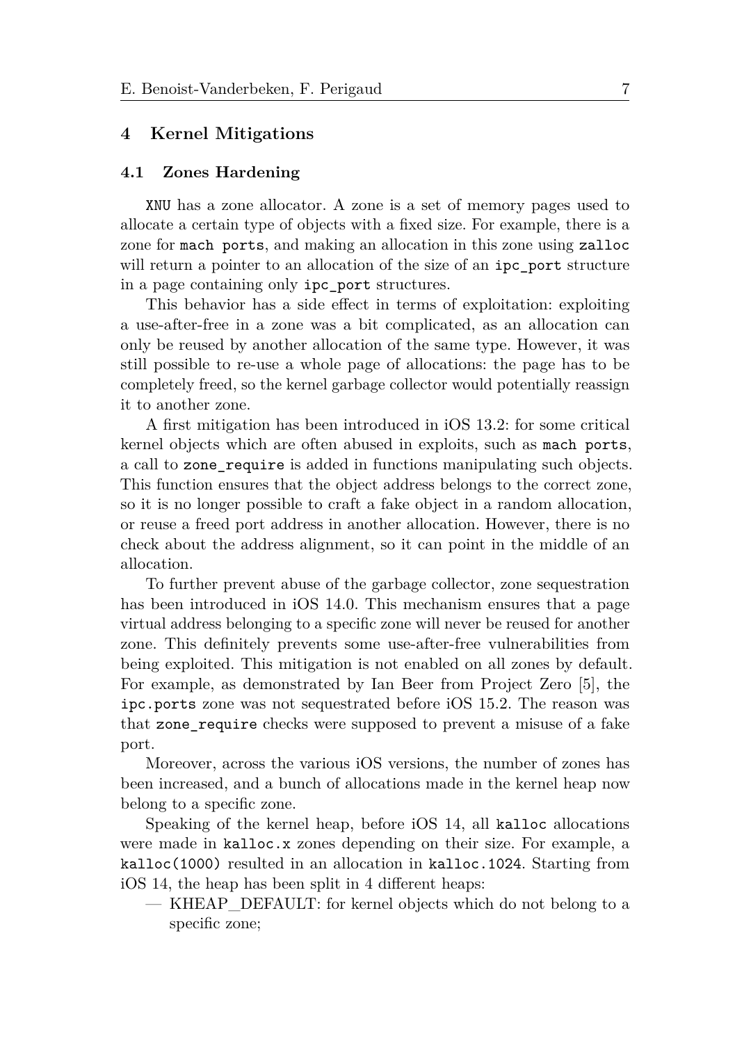## 4 Kernel Mitigations

### 4.1 Zones Hardening

`XNU` has a zone allocator. A zone is a set of memory pages used to allocate a certain type of objects with a fixed size. For example, there is a zone for `mach ports`, and making an allocation in this zone using `zalloc` will return a pointer to an allocation of the size of an `ipc_port` structure in a page containing only `ipc_port` structures.

This behavior has a side effect in terms of exploitation: exploiting a use-after-free in a zone was a bit complicated, as an allocation can only be reused by another allocation of the same type. However, it was still possible to re-use a whole page of allocations: the page has to be completely freed, so the kernel garbage collector would potentially reassign it to another zone.

A first mitigation has been introduced in iOS 13.2: for some critical kernel objects which are often abused in exploits, such as `mach ports`, a call to `zone_require` is added in functions manipulating such objects. This function ensures that the object address belongs to the correct zone, so it is no longer possible to craft a fake object in a random allocation, or reuse a freed port address in another allocation. However, there is no check about the address alignment, so it can point in the middle of an allocation.

To further prevent abuse of the garbage collector, zone sequestration has been introduced in iOS 14.0. This mechanism ensures that a page virtual address belonging to a specific zone will never be reused for another zone. This definitely prevents some use-after-free vulnerabilities from being exploited. This mitigation is not enabled on all zones by default. For example, as demonstrated by Ian Beer from Project Zero [5], the `ipc.ports` zone was not sequestrated before iOS 15.2. The reason was that `zone_require` checks were supposed to prevent a misuse of a fake port.

Moreover, across the various iOS versions, the number of zones has been increased, and a bunch of allocations made in the kernel heap now belong to a specific zone.

Speaking of the kernel heap, before iOS 14, all `kalloc` allocations were made in `kalloc.x` zones depending on their size. For example, a `kalloc(1000)` resulted in an allocation in `kalloc.1024`. Starting from iOS 14, the heap has been split in 4 different heaps:

- KHEAP_DEFAULT: for kernel objects which do not belong to a specific zone;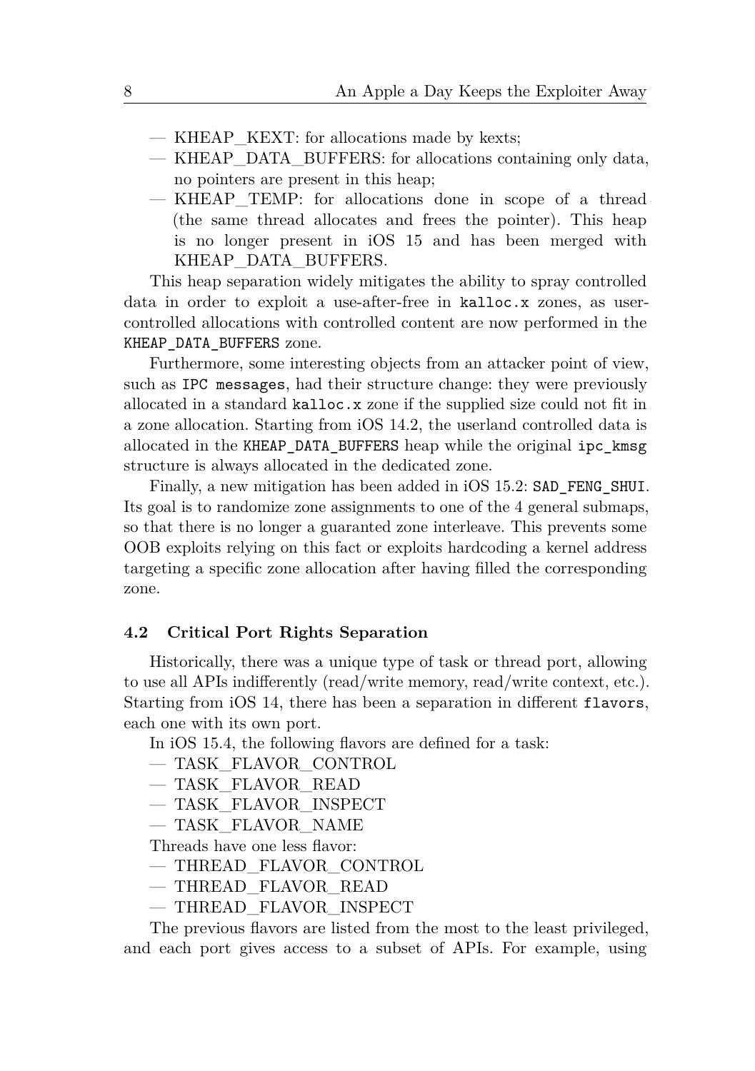- KHEAP_KEXT: for allocations made by kexts;
- KHEAP_DATA_BUFFERS: for allocations containing only data, no pointers are present in this heap;
- KHEAP_TEMP: for allocations done in scope of a thread (the same thread allocates and frees the pointer). This heap is no longer present in iOS 15 and has been merged with KHEAP_DATA_BUFFERS.

This heap separation widely mitigates the ability to spray controlled data in order to exploit a use-after-free in `kalloc.x` zones, as user-controlled allocations with controlled content are now performed in the `KHEAP_DATA_BUFFERS` zone.

Furthermore, some interesting objects from an attacker point of view, such as `IPC messages`, had their structure change: they were previously allocated in a standard `kalloc.x` zone if the supplied size could not fit in a zone allocation. Starting from iOS 14.2, the userland controlled data is allocated in the `KHEAP_DATA_BUFFERS` heap while the original `ipc_kmsg` structure is always allocated in the dedicated zone.

Finally, a new mitigation has been added in iOS 15.2: `SAD_FENG_SHUI`. Its goal is to randomize zone assignments to one of the 4 general submaps, so that there is no longer a guaranted zone interleave. This prevents some OOB exploits relying on this fact or exploits hardcoding a kernel address targeting a specific zone allocation after having filled the corresponding zone.

### 4.2 Critical Port Rights Separation

Historically, there was a unique type of task or thread port, allowing to use all APIs indifferently (read/write memory, read/write context, etc.). Starting from iOS 14, there has been a separation in different `flavors`, each one with its own port.

In iOS 15.4, the following flavors are defined for a task:

- TASK_FLAVOR_CONTROL
- TASK_FLAVOR_READ
- TASK_FLAVOR_INSPECT
- TASK_FLAVOR_NAME

Threads have one less flavor:

- THREAD_FLAVOR_CONTROL
- THREAD_FLAVOR_READ
- THREAD_FLAVOR_INSPECT

The previous flavors are listed from the most to the least privileged, and each port gives access to a subset of APIs. For example, using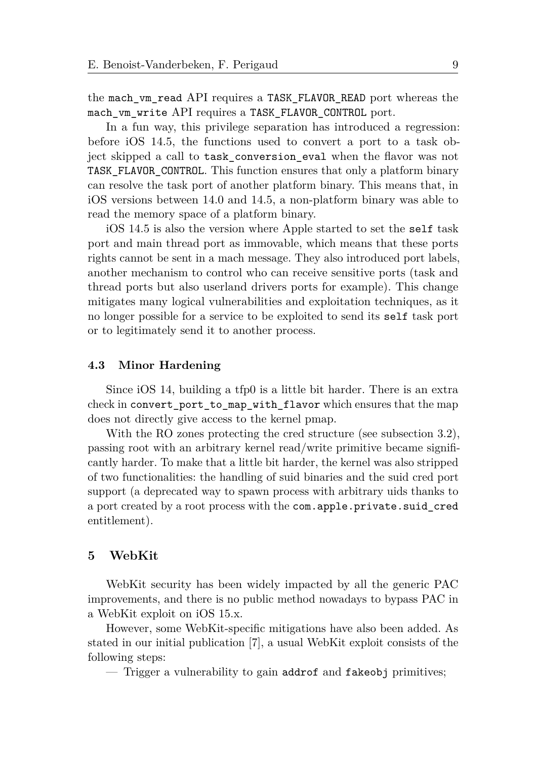the `mach_vm_read` API requires a `TASK_FLAVOR_READ` port whereas the `mach_vm_write` API requires a `TASK_FLAVOR_CONTROL` port.

In a fun way, this privilege separation has introduced a regression: before iOS 14.5, the functions used to convert a port to a task object skipped a call to `task_conversion_eval` when the flavor was not `TASK_FLAVOR_CONTROL`. This function ensures that only a platform binary can resolve the task port of another platform binary. This means that, in iOS versions between 14.0 and 14.5, a non-platform binary was able to read the memory space of a platform binary.

iOS 14.5 is also the version where Apple started to set the `self` task port and main thread port as immovable, which means that these ports rights cannot be sent in a mach message. They also introduced port labels, another mechanism to control who can receive sensitive ports (task and thread ports but also userland drivers ports for example). This change mitigates many logical vulnerabilities and exploitation techniques, as it no longer possible for a service to be exploited to send its `self` task port or to legitimately send it to another process.

### 4.3 Minor Hardening

Since iOS 14, building a tfp0 is a little bit harder. There is an extra check in `convert_port_to_map_with_flavor` which ensures that the map does not directly give access to the kernel pmap.

With the RO zones protecting the cred structure (see subsection 3.2), passing root with an arbitrary kernel read/write primitive became significantly harder. To make that a little bit harder, the kernel was also stripped of two functionalities: the handling of suid binaries and the suid cred port support (a deprecated way to spawn process with arbitrary uids thanks to a port created by a root process with the `com.apple.private.suid_cred` entitlement).

## 5 WebKit

WebKit security has been widely impacted by all the generic PAC improvements, and there is no public method nowadays to bypass PAC in a WebKit exploit on iOS 15.x.

However, some WebKit-specific mitigations have also been added. As stated in our initial publication [7], a usual WebKit exploit consists of the following steps:

— Trigger a vulnerability to gain `addrof` and `fakeobj` primitives;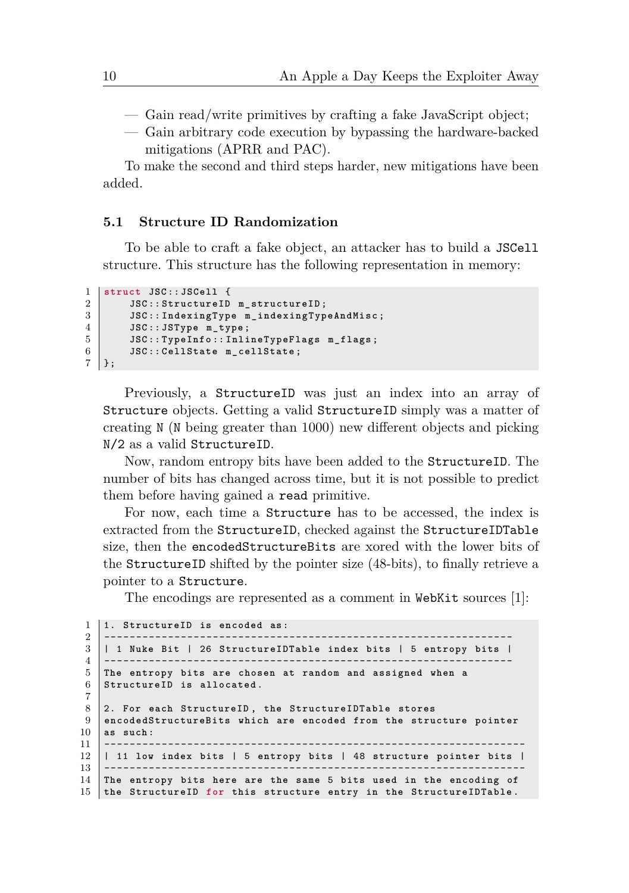- Gain read/write primitives by crafting a fake JavaScript object;
- Gain arbitrary code execution by bypassing the hardware-backed mitigations (APRR and PAC).

To make the second and third steps harder, new mitigations have been added.

### 5.1 Structure ID Randomization

To be able to craft a fake object, an attacker has to build a `JSCell` structure. This structure has the following representation in memory:

```
struct JSC::JSCell {
    JSC::StructureID m_structureID;
    JSC::IndexingType m_indexingTypeAndMisc;
    JSC::JSType m_type;
    JSC::TypeInfo::InlineTypeFlags m_flags;
    JSC::CellState m_cellState;
};
```

Previously, a `StructureID` was just an index into an array of `Structure` objects. Getting a valid `StructureID` simply was a matter of creating `N` (`N` being greater than 1000) new different objects and picking `N/2` as a valid `StructureID`.

Now, random entropy bits have been added to the `StructureID`. The number of bits has changed across time, but it is not possible to predict them before having gained a `read` primitive.

For now, each time a `Structure` has to be accessed, the index is extracted from the `StructureID`, checked against the `StructureIDTable` size, then the `encodedStructureBits` are xored with the lower bits of the `StructureID` shifted by the pointer size (48-bits), to finally retrieve a pointer to a `Structure`.

The encodings are represented as a comment in `WebKit` sources [1]:

```
1. StructureID is encoded as:
----------------------------------------------------------------
| 1 Nuke Bit | 26 StructureIDTable index bits | 5 entropy bits |
----------------------------------------------------------------
The entropy bits are chosen at random and assigned when a
StructureID is allocated.

2. For each StructureID, the StructureIDTable stores
encodedStructureBits which are encoded from the structure pointer
as such:
------------------------------------------------------------------
| 11 low index bits | 5 entropy bits | 48 structure pointer bits |
------------------------------------------------------------------
The entropy bits here are the same 5 bits used in the encoding of
the StructureID for this structure entry in the StructureIDTable.
```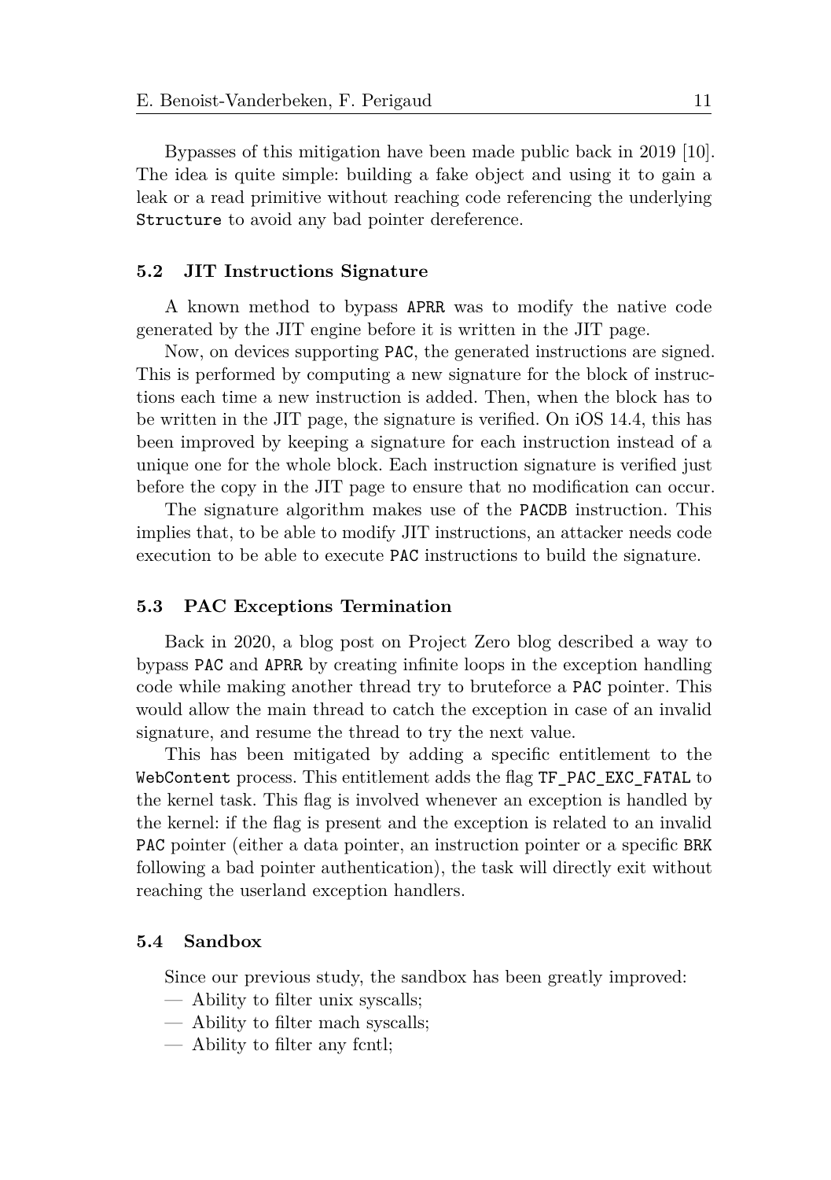Bypasses of this mitigation have been made public back in 2019 [10]. The idea is quite simple: building a fake object and using it to gain a leak or a read primitive without reaching code referencing the underlying `Structure` to avoid any bad pointer dereference.

### 5.2 JIT Instructions Signature

A known method to bypass `APRR` was to modify the native code generated by the JIT engine before it is written in the JIT page.

Now, on devices supporting `PAC`, the generated instructions are signed. This is performed by computing a new signature for the block of instructions each time a new instruction is added. Then, when the block has to be written in the JIT page, the signature is verified. On iOS 14.4, this has been improved by keeping a signature for each instruction instead of a unique one for the whole block. Each instruction signature is verified just before the copy in the JIT page to ensure that no modification can occur.

The signature algorithm makes use of the `PACDB` instruction. This implies that, to be able to modify JIT instructions, an attacker needs code execution to be able to execute `PAC` instructions to build the signature.

### 5.3 PAC Exceptions Termination

Back in 2020, a blog post on Project Zero blog described a way to bypass `PAC` and `APRR` by creating infinite loops in the exception handling code while making another thread try to bruteforce a `PAC` pointer. This would allow the main thread to catch the exception in case of an invalid signature, and resume the thread to try the next value.

This has been mitigated by adding a specific entitlement to the `WebContent` process. This entitlement adds the flag `TF_PAC_EXC_FATAL` to the kernel task. This flag is involved whenever an exception is handled by the kernel: if the flag is present and the exception is related to an invalid `PAC` pointer (either a data pointer, an instruction pointer or a specific `BRK` following a bad pointer authentication), the task will directly exit without reaching the userland exception handlers.

### 5.4 Sandbox

Since our previous study, the sandbox has been greatly improved:

- Ability to filter unix syscalls;
- Ability to filter mach syscalls;
- Ability to filter any fcntl;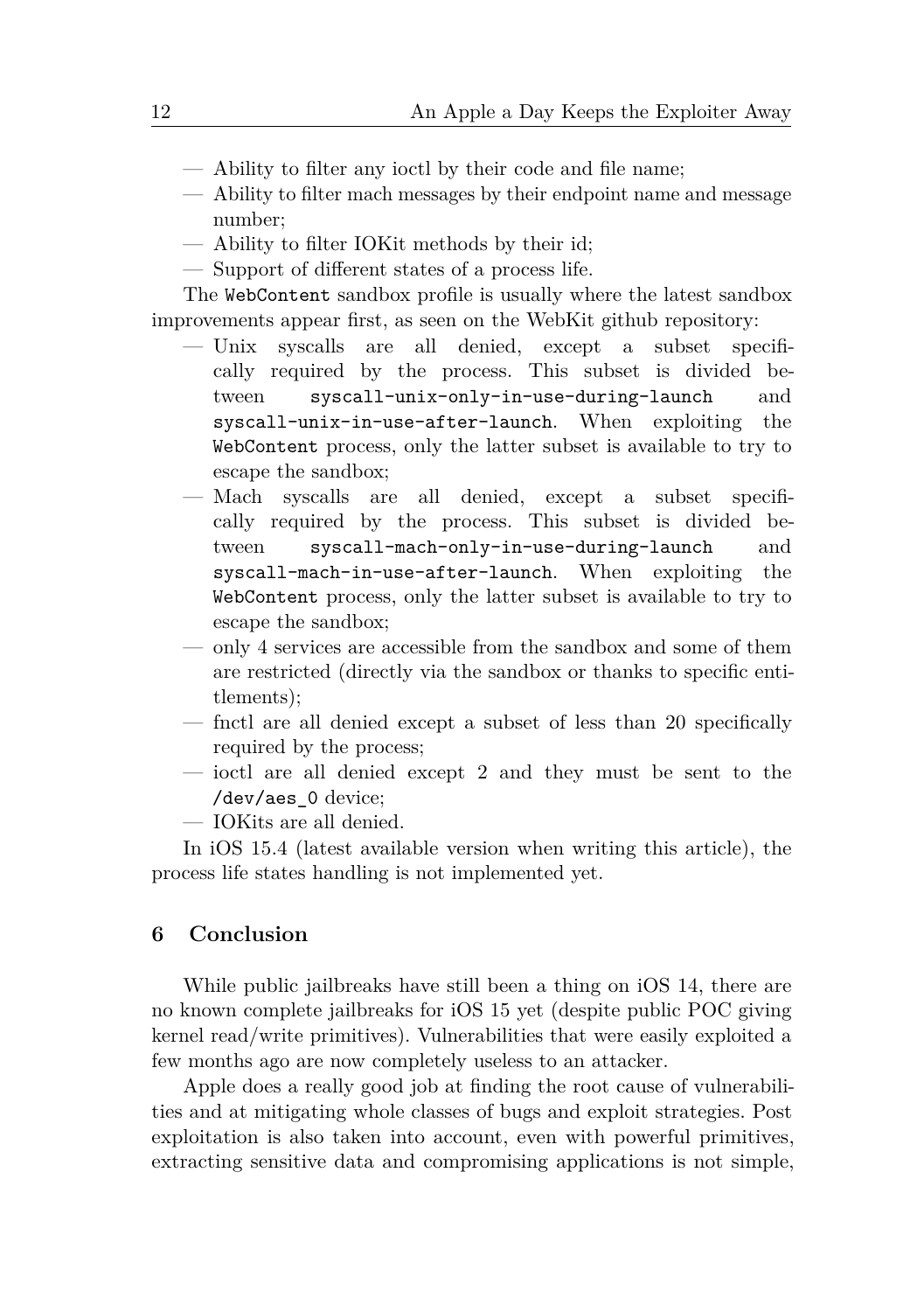- Ability to filter any ioctl by their code and file name;
- Ability to filter mach messages by their endpoint name and message number;
- Ability to filter IOKit methods by their id;
- Support of different states of a process life.

The `WebContent` sandbox profile is usually where the latest sandbox improvements appear first, as seen on the WebKit github repository:

- Unix syscalls are all denied, except a subset specifically required by the process. This subset is divided between `syscall-unix-only-in-use-during-launch` and `syscall-unix-in-use-after-launch`. When exploiting the `WebContent` process, only the latter subset is available to try to escape the sandbox;
- Mach syscalls are all denied, except a subset specifically required by the process. This subset is divided between `syscall-mach-only-in-use-during-launch` and `syscall-mach-in-use-after-launch`. When exploiting the `WebContent` process, only the latter subset is available to try to escape the sandbox;
- only 4 services are accessible from the sandbox and some of them are restricted (directly via the sandbox or thanks to specific entitlements);
- fnctl are all denied except a subset of less than 20 specifically required by the process;
- ioctl are all denied except 2 and they must be sent to the `/dev/aes_0` device;
- IOKits are all denied.

In iOS 15.4 (latest available version when writing this article), the process life states handling is not implemented yet.

## 6 Conclusion

While public jailbreaks have still been a thing on iOS 14, there are no known complete jailbreaks for iOS 15 yet (despite public POC giving kernel read/write primitives). Vulnerabilities that were easily exploited a few months ago are now completely useless to an attacker.

Apple does a really good job at finding the root cause of vulnerabilities and at mitigating whole classes of bugs and exploit strategies. Post exploitation is also taken into account, even with powerful primitives, extracting sensitive data and compromising applications is not simple,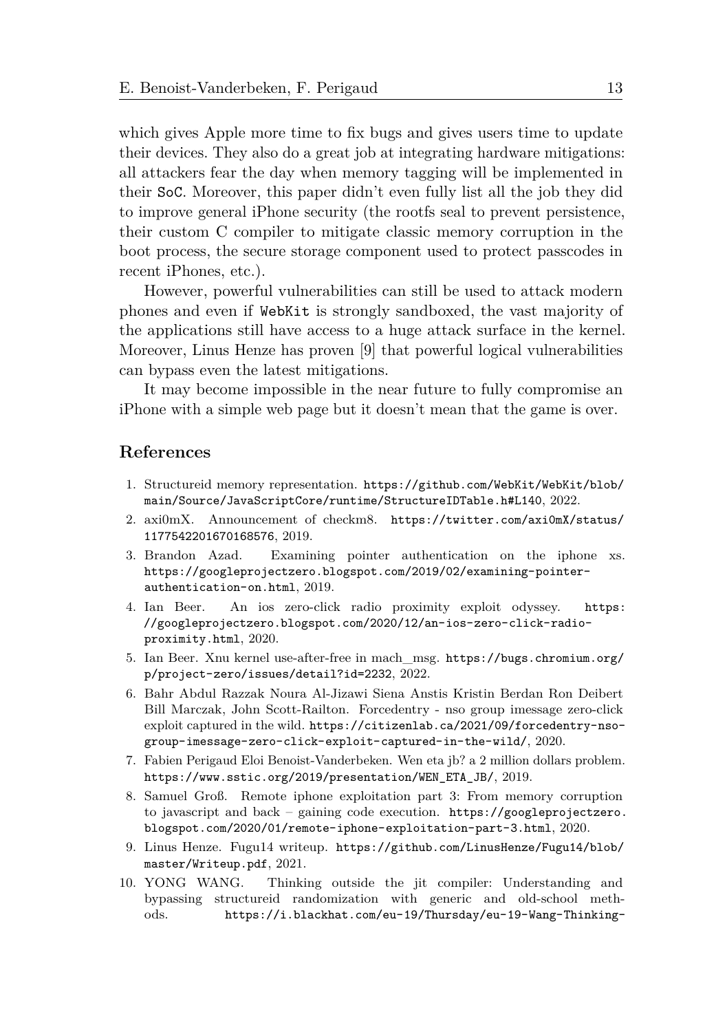which gives Apple more time to fix bugs and gives users time to update their devices. They also do a great job at integrating hardware mitigations: all attackers fear the day when memory tagging will be implemented in their `SoC`. Moreover, this paper didn't even fully list all the job they did to improve general iPhone security (the rootfs seal to prevent persistence, their custom C compiler to mitigate classic memory corruption in the boot process, the secure storage component used to protect passcodes in recent iPhones, etc.).

However, powerful vulnerabilities can still be used to attack modern phones and even if `WebKit` is strongly sandboxed, the vast majority of the applications still have access to a huge attack surface in the kernel. Moreover, Linus Henze has proven [9] that powerful logical vulnerabilities can bypass even the latest mitigations.

It may become impossible in the near future to fully compromise an iPhone with a simple web page but it doesn't mean that the game is over.

## References

1. Structureid memory representation. https://github.com/WebKit/WebKit/blob/main/Source/JavaScriptCore/runtime/StructureIDTable.h#L140, 2022.
2. axi0mX. Announcement of checkm8. https://twitter.com/axi0mX/status/1177542201670168576, 2019.
3. Brandon Azad. Examining pointer authentication on the iphone xs. https://googleprojectzero.blogspot.com/2019/02/examining-pointer-authentication-on.html, 2019.
4. Ian Beer. An ios zero-click radio proximity exploit odyssey. https://googleprojectzero.blogspot.com/2020/12/an-ios-zero-click-radio-proximity.html, 2020.
5. Ian Beer. Xnu kernel use-after-free in mach_msg. https://bugs.chromium.org/p/project-zero/issues/detail?id=2232, 2022.
6. Bahr Abdul Razzak Noura Al-Jizawi Siena Anstis Kristin Berdan Ron Deibert Bill Marczak, John Scott-Railton. Forcedentry - nso group imessage zero-click exploit captured in the wild. https://citizenlab.ca/2021/09/forcedentry-nso-group-imessage-zero-click-exploit-captured-in-the-wild/, 2020.
7. Fabien Perigaud Eloi Benoist-Vanderbeken. Wen eta jb? a 2 million dollars problem. https://www.sstic.org/2019/presentation/WEN_ETA_JB/, 2019.
8. Samuel Groß. Remote iphone exploitation part 3: From memory corruption to javascript and back – gaining code execution. https://googleprojectzero.blogspot.com/2020/01/remote-iphone-exploitation-part-3.html, 2020.
9. Linus Henze. Fugu14 writeup. https://github.com/LinusHenze/Fugu14/blob/master/Writeup.pdf, 2021.
10. YONG WANG. Thinking outside the jit compiler: Understanding and bypassing structureid randomization with generic and old-school methods. https://i.blackhat.com/eu-19/Thursday/eu-19-Wang-Thinking-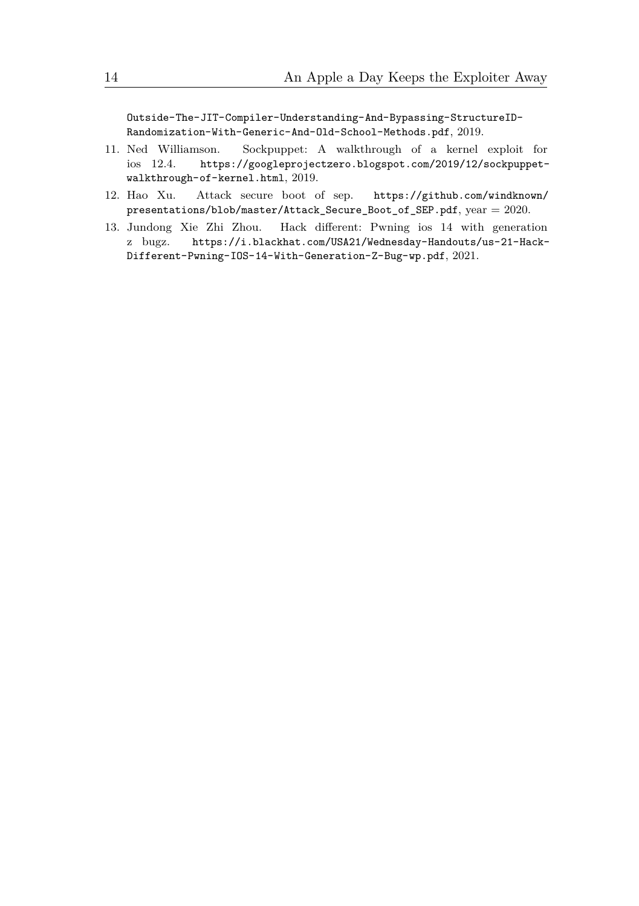Outside-The-JIT-Compiler-Understanding-And-Bypassing-StructureID-Randomization-With-Generic-And-Old-School-Methods.pdf, 2019.

11. Ned Williamson. Sockpuppet: A walkthrough of a kernel exploit for ios 12.4. https://googleprojectzero.blogspot.com/2019/12/sockpuppet-walkthrough-of-kernel.html, 2019.
12. Hao Xu. Attack secure boot of sep. https://github.com/windknown/presentations/blob/master/Attack_Secure_Boot_of_SEP.pdf, year = 2020.
13. Jundong Xie Zhi Zhou. Hack different: Pwning ios 14 with generation z bugz. https://i.blackhat.com/USA21/Wednesday-Handouts/us-21-Hack-Different-Pwning-IOS-14-With-Generation-Z-Bug-wp.pdf, 2021.